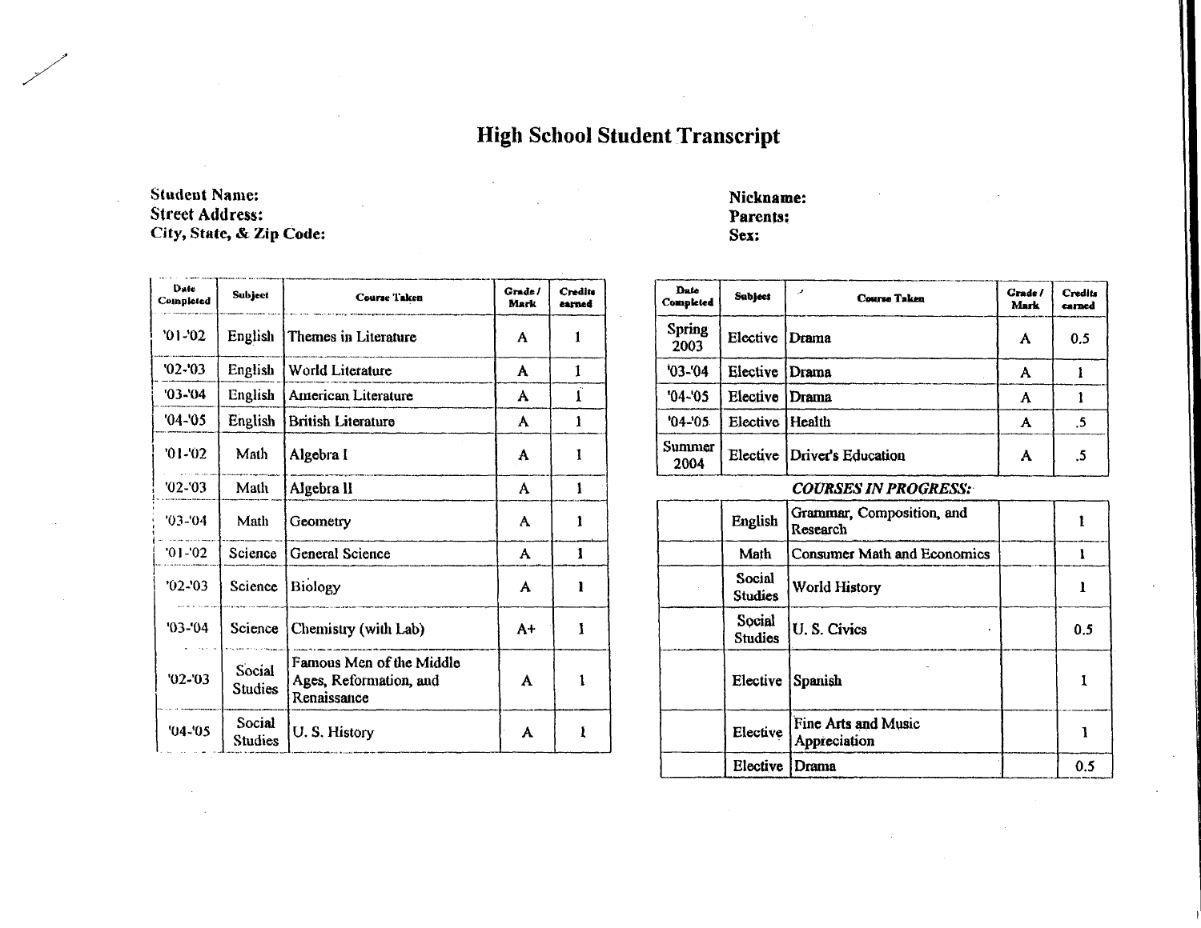# High School Student Transcript

**Student Name:**
**Street Address:**
**City, State, & Zip Code:**

**Nickname:**
**Parents:**
**Sex:**

| Date Completed | Subject | Course Taken | Grade / Mark | Credits earned |
|---|---|---|---|---|
| '01-'02 | English | Themes in Literature | A | 1 |
| '02-'03 | English | World Literature | A | 1 |
| '03-'04 | English | American Literature | A | 1 |
| '04-'05 | English | British Literature | A | 1 |
| '01-'02 | Math | Algebra I | A | 1 |
| '02-'03 | Math | Algebra II | A | 1 |
| '03-'04 | Math | Geometry | A | 1 |
| '01-'02 | Science | General Science | A | 1 |
| '02-'03 | Science | Biology | A | 1 |
| '03-'04 | Science | Chemistry (with Lab) | A+ | 1 |
| '02-'03 | Social Studies | Famous Men of the Middle Ages, Reformation, and Renaissance | A | 1 |
| '04-'05 | Social Studies | U. S. History | A | 1 |

| Date Completed | Subject | Course Taken | Grade / Mark | Credits earned |
|---|---|---|---|---|
| Spring 2003 | Elective | Drama | A | 0.5 |
| '03-'04 | Elective | Drama | A | 1 |
| '04-'05 | Elective | Drama | A | 1 |
| '04-'05 | Elective | Health | A | .5 |
| Summer 2004 | Elective | Driver's Education | A | .5 |

***COURSES IN PROGRESS:***

| Date Completed | Subject | Course Taken | Grade / Mark | Credits earned |
|---|---|---|---|---|
| | English | Grammar, Composition, and Research | | 1 |
| | Math | Consumer Math and Economics | | 1 |
| | Social Studies | World History | | 1 |
| | Social Studies | U. S. Civics | | 0.5 |
| | Elective | Spanish | | 1 |
| | Elective | Fine Arts and Music Appreciation | | 1 |
| | Elective | Drama | | 0.5 |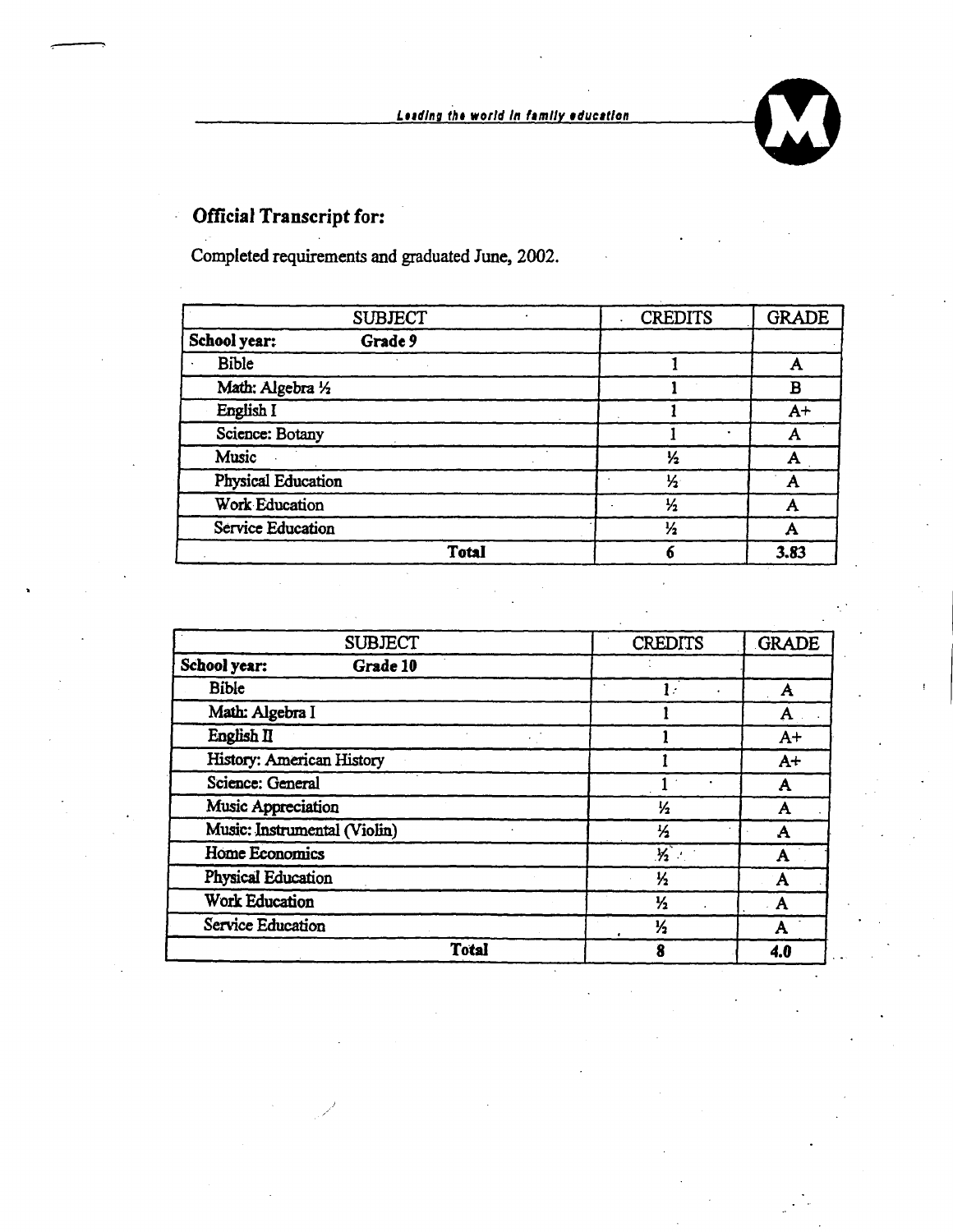*Leading the world in family education*

## Official Transcript for:

Completed requirements and graduated June, 2002.

| SUBJECT | | CREDITS | GRADE |
|---|---|---|---|
| **School year:** | **Grade 9** | | |
| Bible | | 1 | A |
| Math: Algebra ½ | | 1 | B |
| English I | | 1 | A+ |
| Science: Botany | | 1 | A |
| Music | | ½ | A |
| Physical Education | | ½ | A |
| Work Education | | ½ | A |
| Service Education | | ½ | A |
| | **Total** | **6** | **3.83** |

| SUBJECT | | CREDITS | GRADE |
|---|---|---|---|
| **School year:** | **Grade 10** | | |
| Bible | | 1 | A |
| Math: Algebra I | | 1 | A |
| English II | | 1 | A+ |
| History: American History | | 1 | A+ |
| Science: General | | 1 | A |
| Music Appreciation | | ½ | A |
| Music: Instrumental (Violin) | | ½ | A |
| Home Economics | | ½ | A |
| Physical Education | | ½ | A |
| Work Education | | ½ | A |
| Service Education | | ½ | A |
| | **Total** | **8** | **4.0** |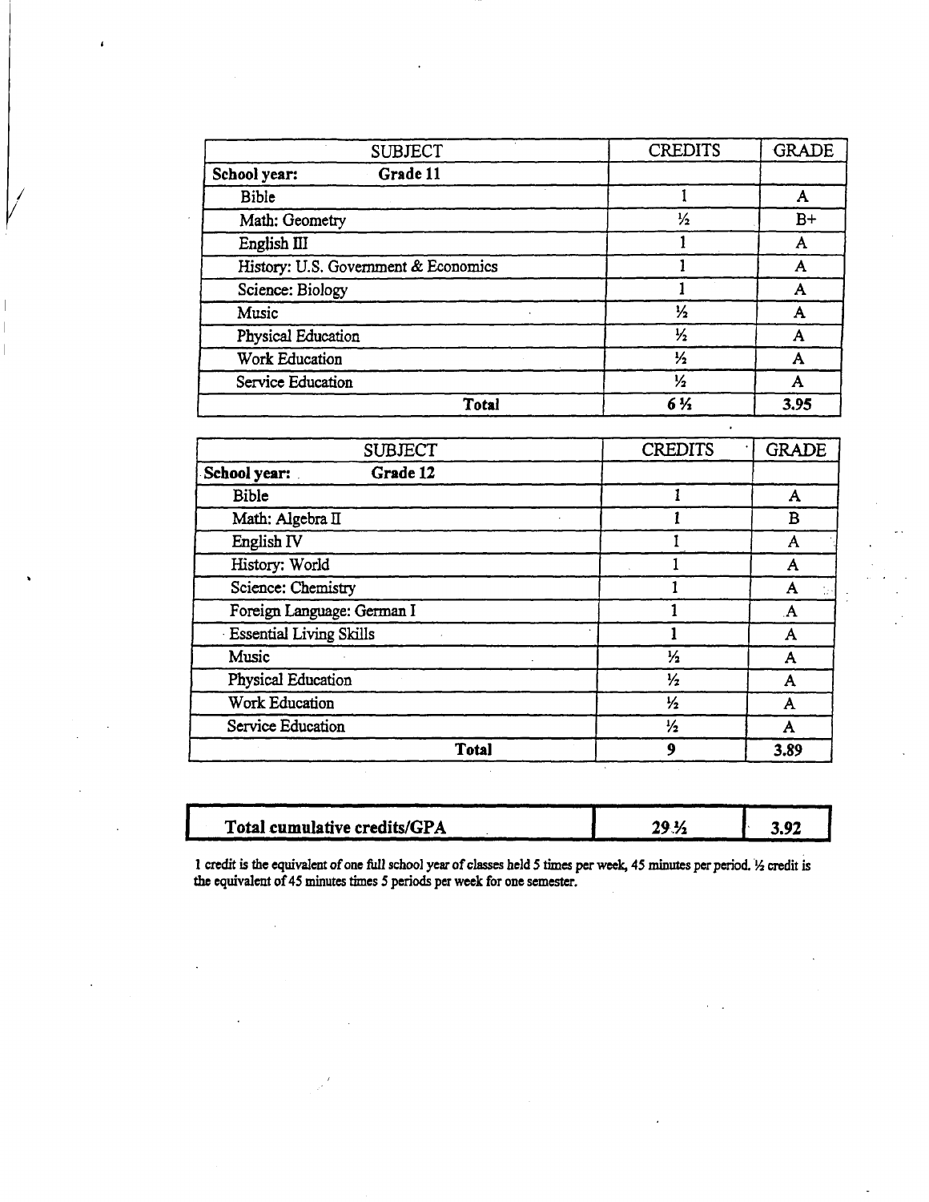| SUBJECT | CREDITS | GRADE |
| --- | --- | --- |
| **School year: Grade 11** | | |
| Bible | 1 | A |
| Math: Geometry | ½ | B+ |
| English III | 1 | A |
| History: U.S. Government & Economics | 1 | A |
| Science: Biology | 1 | A |
| Music | ½ | A |
| Physical Education | ½ | A |
| Work Education | ½ | A |
| Service Education | ½ | A |
| **Total** | **6 ½** | **3.95** |

| SUBJECT | CREDITS | GRADE |
| --- | --- | --- |
| **School year: Grade 12** | | |
| Bible | 1 | A |
| Math: Algebra II | 1 | B |
| English IV | 1 | A |
| History: World | 1 | A |
| Science: Chemistry | 1 | A |
| Foreign Language: German I | 1 | A |
| Essential Living Skills | 1 | A |
| Music | ½ | A |
| Physical Education | ½ | A |
| Work Education | ½ | A |
| Service Education | ½ | A |
| **Total** | **9** | **3.89** |

| | | |
| --- | --- | --- |
| **Total cumulative credits/GPA** | **29 ½** | **3.92** |

**1 credit is the equivalent of one full school year of classes held 5 times per week, 45 minutes per period. ½ credit is the equivalent of 45 minutes times 5 periods per week for one semester.**